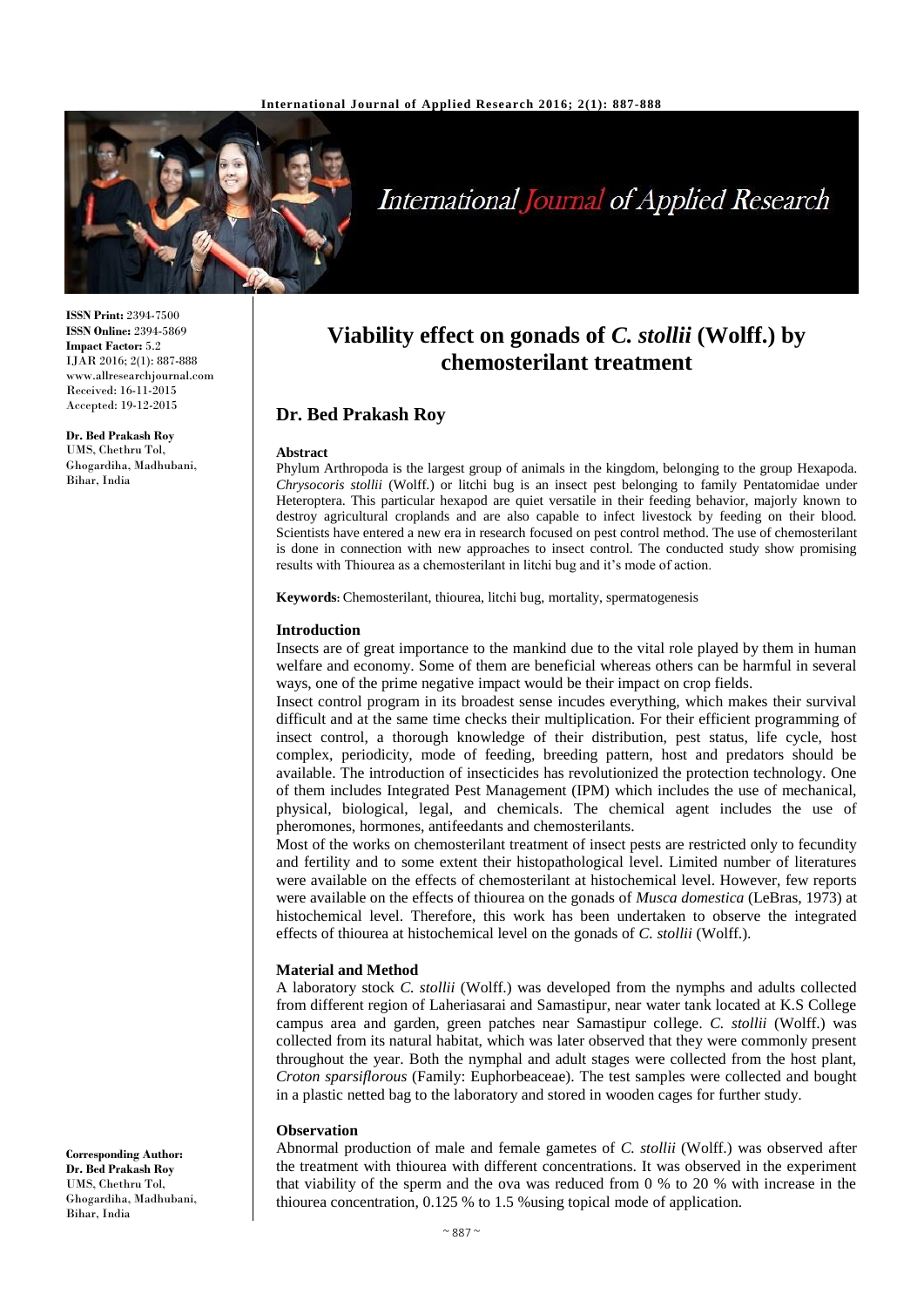**ISSN Print:** 2394-7500
**ISSN Online:** 2394-5869
**Impact Factor:** 5.2
IJAR 2016; 2(1): 887-888
www.allresearchjournal.com
Received: 16-11-2015
Accepted: 19-12-2015

**Dr. Bed Prakash Roy**
UMS, Chethru Tol,
Ghogardiha, Madhubani,
Bihar, India

**Corresponding Author:**
**Dr. Bed Prakash Roy**
UMS, Chethru Tol,
Ghogardiha, Madhubani,
Bihar, India

# Viability effect on gonads of *C. stollii* (Wolff.) by chemosterilant treatment

## Dr. Bed Prakash Roy

**Abstract**

Phylum Arthropoda is the largest group of animals in the kingdom, belonging to the group Hexapoda. *Chrysocoris stollii* (Wolff.) or litchi bug is an insect pest belonging to family Pentatomidae under Heteroptera. This particular hexapod are quiet versatile in their feeding behavior, majorly known to destroy agricultural croplands and are also capable to infect livestock by feeding on their blood. Scientists have entered a new era in research focused on pest control method. The use of chemosterilant is done in connection with new approaches to insect control. The conducted study show promising results with Thiourea as a chemosterilant in litchi bug and it's mode of action.

**Keywords:** Chemosterilant, thiourea, litchi bug, mortality, spermatogenesis

### Introduction

Insects are of great importance to the mankind due to the vital role played by them in human welfare and economy. Some of them are beneficial whereas others can be harmful in several ways, one of the prime negative impact would be their impact on crop fields.

Insect control program in its broadest sense incudes everything, which makes their survival difficult and at the same time checks their multiplication. For their efficient programming of insect control, a thorough knowledge of their distribution, pest status, life cycle, host complex, periodicity, mode of feeding, breeding pattern, host and predators should be available. The introduction of insecticides has revolutionized the protection technology. One of them includes Integrated Pest Management (IPM) which includes the use of mechanical, physical, biological, legal, and chemicals. The chemical agent includes the use of pheromones, hormones, antifeedants and chemosterilants.

Most of the works on chemosterilant treatment of insect pests are restricted only to fecundity and fertility and to some extent their histopathological level. Limited number of literatures were available on the effects of chemosterilant at histochemical level. However, few reports were available on the effects of thiourea on the gonads of *Musca domestica* (LeBras, 1973) at histochemical level. Therefore, this work has been undertaken to observe the integrated effects of thiourea at histochemical level on the gonads of *C. stollii* (Wolff.).

### Material and Method

A laboratory stock *C. stollii* (Wolff.) was developed from the nymphs and adults collected from different region of Laheriasarai and Samastipur, near water tank located at K.S College campus area and garden, green patches near Samastipur college. *C. stollii* (Wolff.) was collected from its natural habitat, which was later observed that they were commonly present throughout the year. Both the nymphal and adult stages were collected from the host plant, *Croton sparsiflorous* (Family: Euphorbeaceae). The test samples were collected and bought in a plastic netted bag to the laboratory and stored in wooden cages for further study.

### Observation

Abnormal production of male and female gametes of *C. stollii* (Wolff.) was observed after the treatment with thiourea with different concentrations. It was observed in the experiment that viability of the sperm and the ova was reduced from 0 % to 20 % with increase in the thiourea concentration, 0.125 % to 1.5 %using topical mode of application.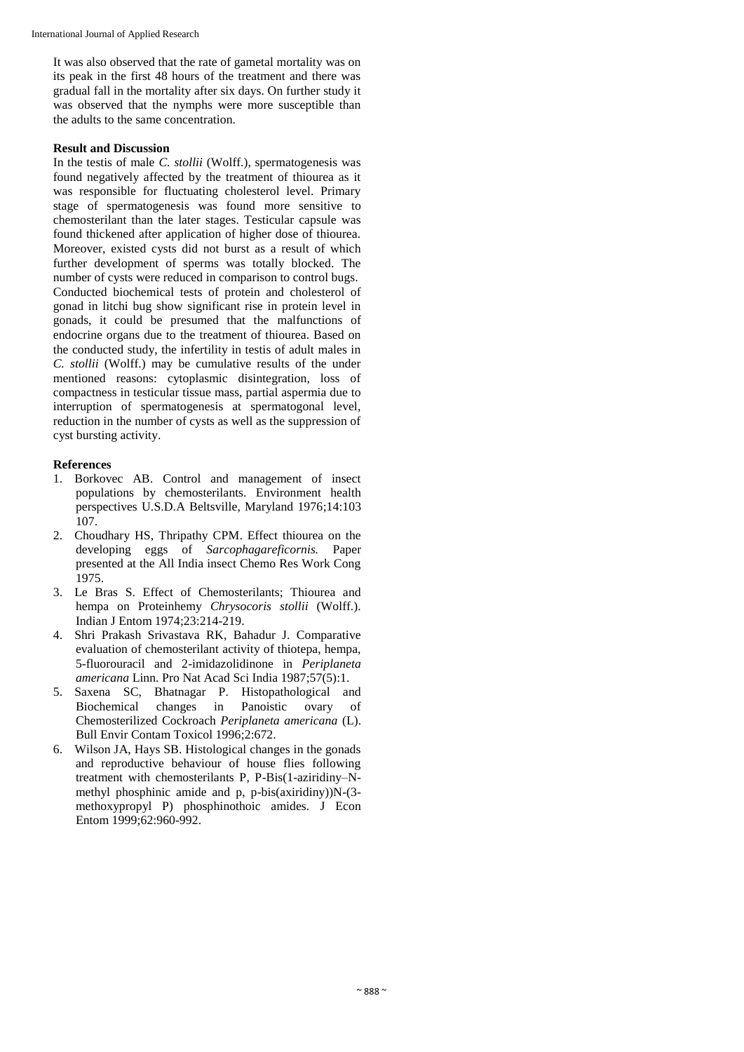It was also observed that the rate of gametal mortality was on its peak in the first 48 hours of the treatment and there was gradual fall in the mortality after six days. On further study it was observed that the nymphs were more susceptible than the adults to the same concentration.

## Result and Discussion

In the testis of male *C. stollii* (Wolff.), spermatogenesis was found negatively affected by the treatment of thiourea as it was responsible for fluctuating cholesterol level. Primary stage of spermatogenesis was found more sensitive to chemosterilant than the later stages. Testicular capsule was found thickened after application of higher dose of thiourea. Moreover, existed cysts did not burst as a result of which further development of sperms was totally blocked. The number of cysts were reduced in comparison to control bugs. Conducted biochemical tests of protein and cholesterol of gonad in litchi bug show significant rise in protein level in gonads, it could be presumed that the malfunctions of endocrine organs due to the treatment of thiourea. Based on the conducted study, the infertility in testis of adult males in *C. stollii* (Wolff.) may be cumulative results of the under mentioned reasons: cytoplasmic disintegration, loss of compactness in testicular tissue mass, partial aspermia due to interruption of spermatogenesis at spermatogonal level, reduction in the number of cysts as well as the suppression of cyst bursting activity.

## References

1. Borkovec AB. Control and management of insect populations by chemosterilants. Environment health perspectives U.S.D.A Beltsville, Maryland 1976;14:103 107.
2. Choudhary HS, Thripathy CPM. Effect thiourea on the developing eggs of *Sarcophagareficornis.* Paper presented at the All India insect Chemo Res Work Cong 1975.
3. Le Bras S. Effect of Chemosterilants; Thiourea and hempa on Proteinhemy *Chrysocoris stollii* (Wolff.). Indian J Entom 1974;23:214-219.
4. Shri Prakash Srivastava RK, Bahadur J. Comparative evaluation of chemosterilant activity of thiotepa, hempa, 5-fluorouracil and 2-imidazolidinone in *Periplaneta americana* Linn. Pro Nat Acad Sci India 1987;57(5):1.
5. Saxena SC, Bhatnagar P. Histopathological and Biochemical changes in Panoistic ovary of Chemosterilized Cockroach *Periplaneta americana* (L). Bull Envir Contam Toxicol 1996;2:672.
6. Wilson JA, Hays SB. Histological changes in the gonads and reproductive behaviour of house flies following treatment with chemosterilants P, P-Bis(1-aziridiny–N-methyl phosphinic amide and p, p-bis(axiridiny))N-(3-methoxypropyl P) phosphinothoic amides. J Econ Entom 1999;62:960-992.